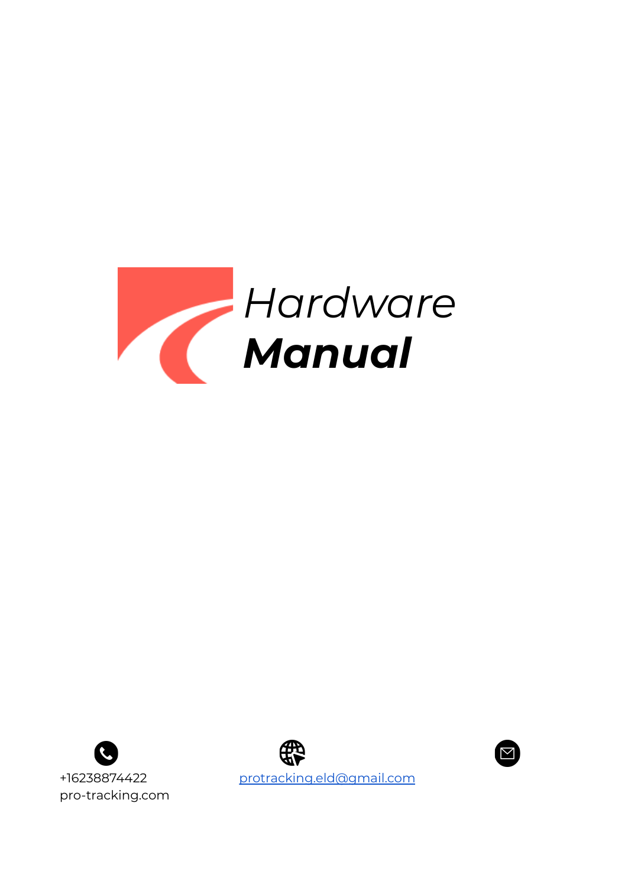# *Hardware* ***Manual***

+16238874422
pro-tracking.com

[protracking.eld@gmail.com](mailto:protracking.eld@gmail.com)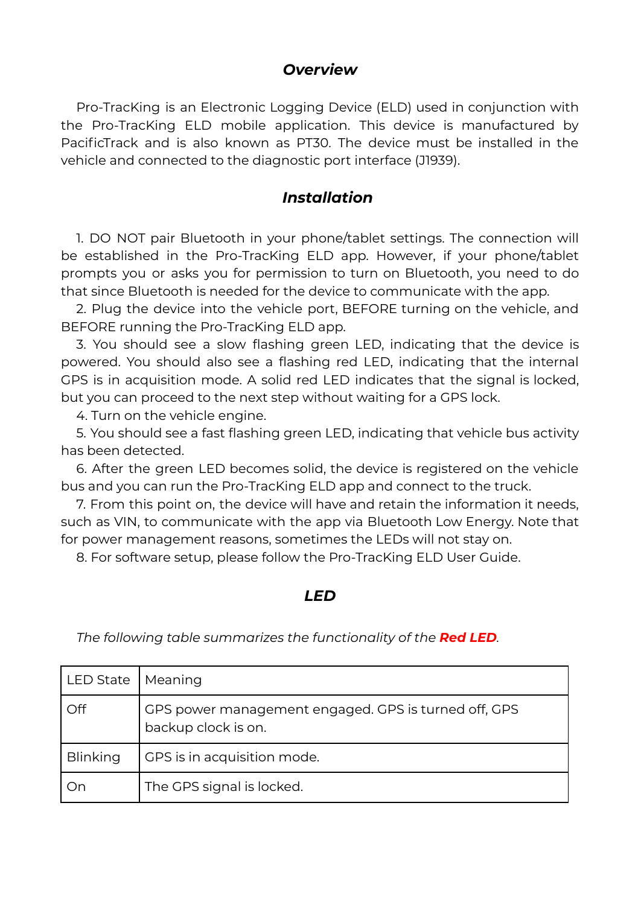## *Overview*

Pro-TracKing is an Electronic Logging Device (ELD) used in conjunction with the Pro-TracKing ELD mobile application. This device is manufactured by PacificTrack and is also known as PT30. The device must be installed in the vehicle and connected to the diagnostic port interface (J1939).

## *Installation*

1. DO NOT pair Bluetooth in your phone/tablet settings. The connection will be established in the Pro-TracKing ELD app. However, if your phone/tablet prompts you or asks you for permission to turn on Bluetooth, you need to do that since Bluetooth is needed for the device to communicate with the app.
2. Plug the device into the vehicle port, BEFORE turning on the vehicle, and BEFORE running the Pro-TracKing ELD app.
3. You should see a slow flashing green LED, indicating that the device is powered. You should also see a flashing red LED, indicating that the internal GPS is in acquisition mode. A solid red LED indicates that the signal is locked, but you can proceed to the next step without waiting for a GPS lock.
4. Turn on the vehicle engine.
5. You should see a fast flashing green LED, indicating that vehicle bus activity has been detected.
6. After the green LED becomes solid, the device is registered on the vehicle bus and you can run the Pro-TracKing ELD app and connect to the truck.
7. From this point on, the device will have and retain the information it needs, such as VIN, to communicate with the app via Bluetooth Low Energy. Note that for power management reasons, sometimes the LEDs will not stay on.
8. For software setup, please follow the Pro-TracKing ELD User Guide.

## *LED*

*The following table summarizes the functionality of the* ***Red LED****.*

| LED State | Meaning |
|---|---|
| Off | GPS power management engaged. GPS is turned off, GPS backup clock is on. |
| Blinking | GPS is in acquisition mode. |
| On | The GPS signal is locked. |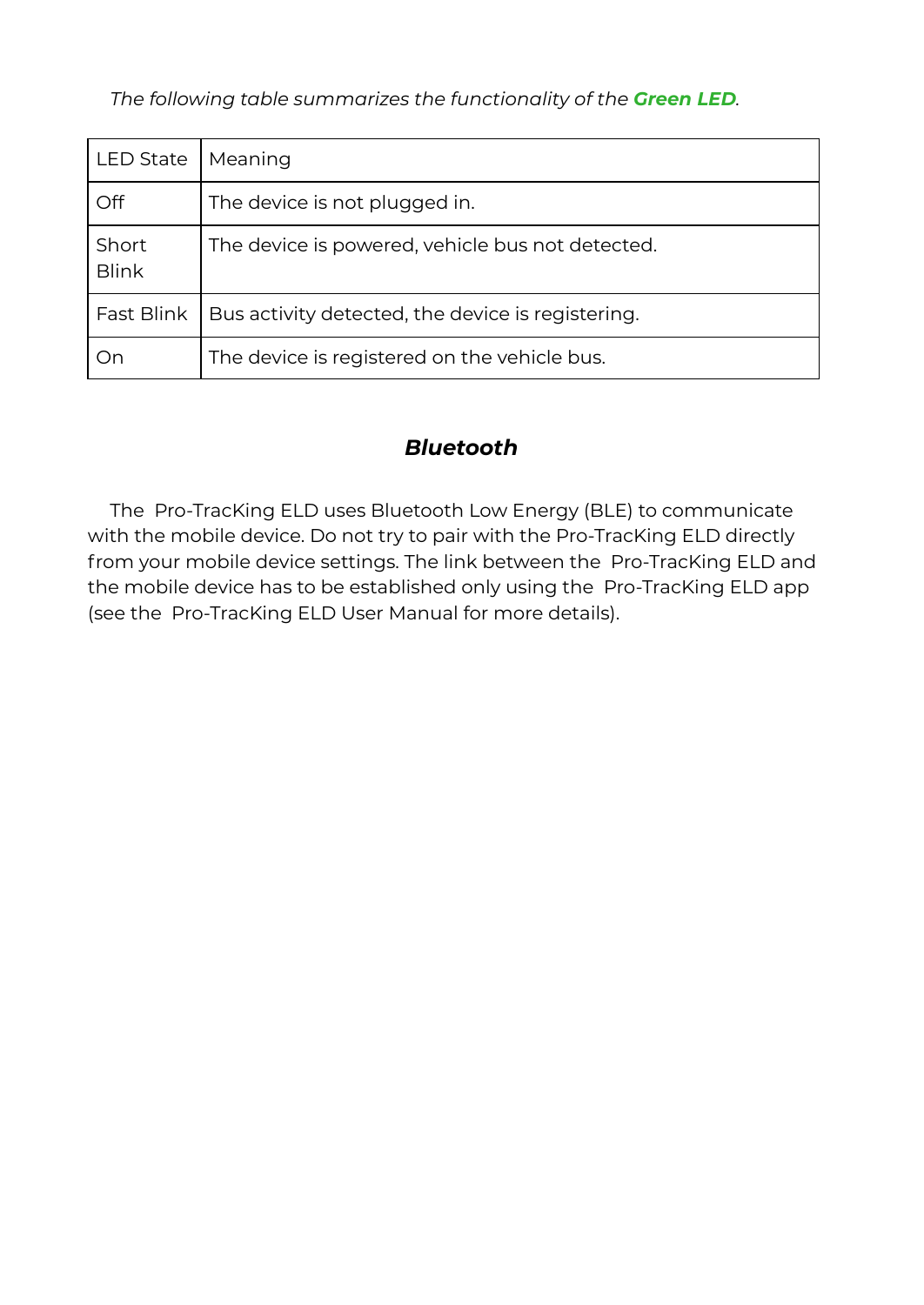*The following table summarizes the functionality of the **Green LED**.*

| LED State | Meaning |
|---|---|
| Off | The device is not plugged in. |
| Short Blink | The device is powered, vehicle bus not detected. |
| Fast Blink | Bus activity detected, the device is registering. |
| On | The device is registered on the vehicle bus. |

## *Bluetooth*

The Pro-TracKing ELD uses Bluetooth Low Energy (BLE) to communicate with the mobile device. Do not try to pair with the Pro-TracKing ELD directly from your mobile device settings. The link between the Pro-TracKing ELD and the mobile device has to be established only using the Pro-TracKing ELD app (see the Pro-TracKing ELD User Manual for more details).